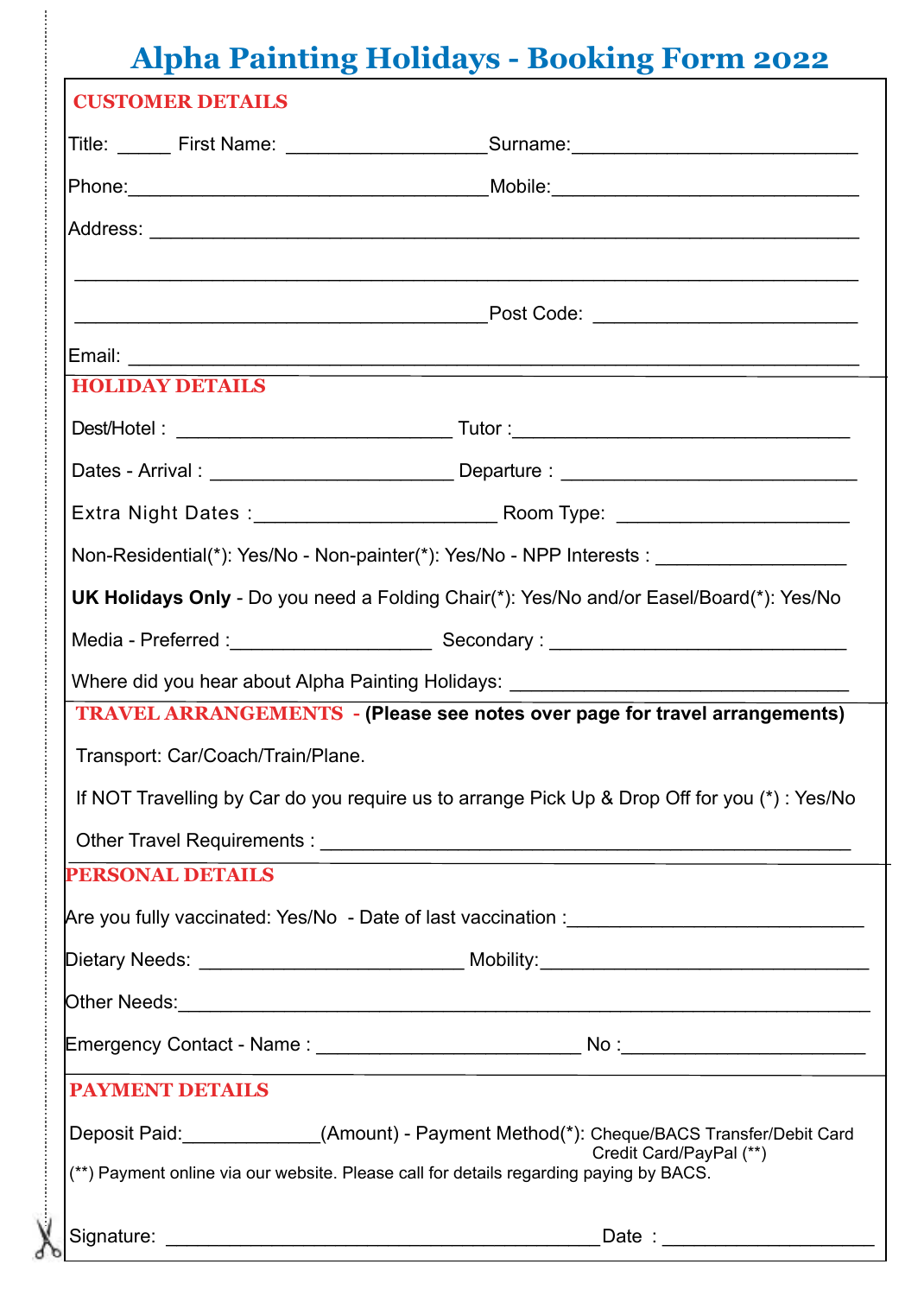# Alpha Painting Holidays - Booking Form 2022

## CUSTOMER DETAILS

Title: _____ First Name: ____________________ Surname: ____________________________

Phone: ____________________________________ Mobile: ______________________________

Address: _________________________________________________________________________

_________________________________________________________________________________

_________________________________________ Post Code: ___________________________

Email: ___________________________________________________________________________

## HOLIDAY DETAILS

Dest/Hotel : ___________________________ Tutor : _________________________________

Dates - Arrival : ________________________ Departure : _____________________________

Extra Night Dates : _______________________ Room Type: _______________________

Non-Residential(*): Yes/No - Non-painter(*): Yes/No - NPP Interests : __________________

**UK Holidays Only** - Do you need a Folding Chair(*): Yes/No and/or Easel/Board(*): Yes/No

Media - Preferred : ____________________ Secondary : _____________________________

Where did you hear about Alpha Painting Holidays: __________________________________

## TRAVEL ARRANGEMENTS - **(Please see notes over page for travel arrangements)**

Transport: Car/Coach/Train/Plane.

If NOT Travelling by Car do you require us to arrange Pick Up & Drop Off for you (*) : Yes/No

Other Travel Requirements : ______________________________________________________

## PERSONAL DETAILS

Are you fully vaccinated: Yes/No - Date of last vaccination : ___________________________

Dietary Needs: __________________________ Mobility: __________________________________

Other Needs: _____________________________________________________________________

Emergency Contact - Name : __________________________ No : ________________________

## PAYMENT DETAILS

Deposit Paid: _____________ (Amount) - Payment Method(*): Cheque/BACS Transfer/Debit Card Credit Card/PayPal (**)

(**) Payment online via our website. Please call for details regarding paying by BACS.

Signature: ___________________________________________ Date : ____________________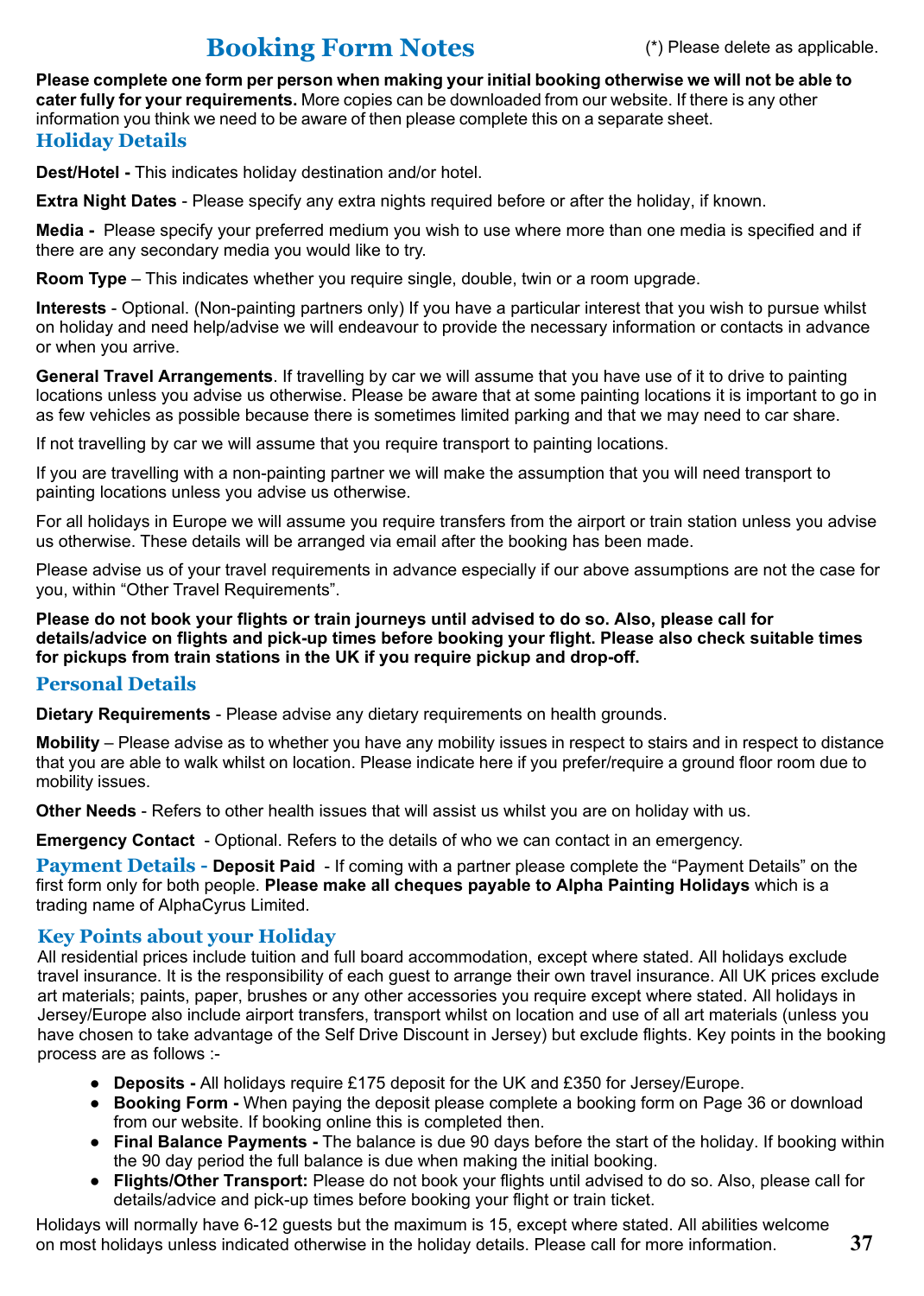# Booking Form Notes

(*) Please delete as applicable.

**Please complete one form per person when making your initial booking otherwise we will not be able to cater fully for your requirements.** More copies can be downloaded from our website. If there is any other information you think we need to be aware of then please complete this on a separate sheet.

## Holiday Details

**Dest/Hotel -** This indicates holiday destination and/or hotel.

**Extra Night Dates** - Please specify any extra nights required before or after the holiday, if known.

**Media -** Please specify your preferred medium you wish to use where more than one media is specified and if there are any secondary media you would like to try.

**Room Type** – This indicates whether you require single, double, twin or a room upgrade.

**Interests** - Optional. (Non-painting partners only) If you have a particular interest that you wish to pursue whilst on holiday and need help/advise we will endeavour to provide the necessary information or contacts in advance or when you arrive.

**General Travel Arrangements**. If travelling by car we will assume that you have use of it to drive to painting locations unless you advise us otherwise. Please be aware that at some painting locations it is important to go in as few vehicles as possible because there is sometimes limited parking and that we may need to car share.

If not travelling by car we will assume that you require transport to painting locations.

If you are travelling with a non-painting partner we will make the assumption that you will need transport to painting locations unless you advise us otherwise.

For all holidays in Europe we will assume you require transfers from the airport or train station unless you advise us otherwise. These details will be arranged via email after the booking has been made.

Please advise us of your travel requirements in advance especially if our above assumptions are not the case for you, within "Other Travel Requirements".

**Please do not book your flights or train journeys until advised to do so. Also, please call for details/advice on flights and pick-up times before booking your flight. Please also check suitable times for pickups from train stations in the UK if you require pickup and drop-off.**

## Personal Details

**Dietary Requirements** - Please advise any dietary requirements on health grounds.

**Mobility** – Please advise as to whether you have any mobility issues in respect to stairs and in respect to distance that you are able to walk whilst on location. Please indicate here if you prefer/require a ground floor room due to mobility issues.

**Other Needs** - Refers to other health issues that will assist us whilst you are on holiday with us.

**Emergency Contact** - Optional. Refers to the details of who we can contact in an emergency.

## Payment Details - 

**Deposit Paid** - If coming with a partner please complete the "Payment Details" on the first form only for both people. **Please make all cheques payable to Alpha Painting Holidays** which is a trading name of AlphaCyrus Limited.

## Key Points about your Holiday

All residential prices include tuition and full board accommodation, except where stated. All holidays exclude travel insurance. It is the responsibility of each guest to arrange their own travel insurance. All UK prices exclude art materials; paints, paper, brushes or any other accessories you require except where stated. All holidays in Jersey/Europe also include airport transfers, transport whilst on location and use of all art materials (unless you have chosen to take advantage of the Self Drive Discount in Jersey) but exclude flights. Key points in the booking process are as follows :-

- **Deposits -** All holidays require £175 deposit for the UK and £350 for Jersey/Europe.
- **Booking Form -** When paying the deposit please complete a booking form on Page 36 or download from our website. If booking online this is completed then.
- **Final Balance Payments -** The balance is due 90 days before the start of the holiday. If booking within the 90 day period the full balance is due when making the initial booking.
- **Flights/Other Transport:** Please do not book your flights until advised to do so. Also, please call for details/advice and pick-up times before booking your flight or train ticket.

Holidays will normally have 6-12 guests but the maximum is 15, except where stated. All abilities welcome on most holidays unless indicated otherwise in the holiday details. Please call for more information.